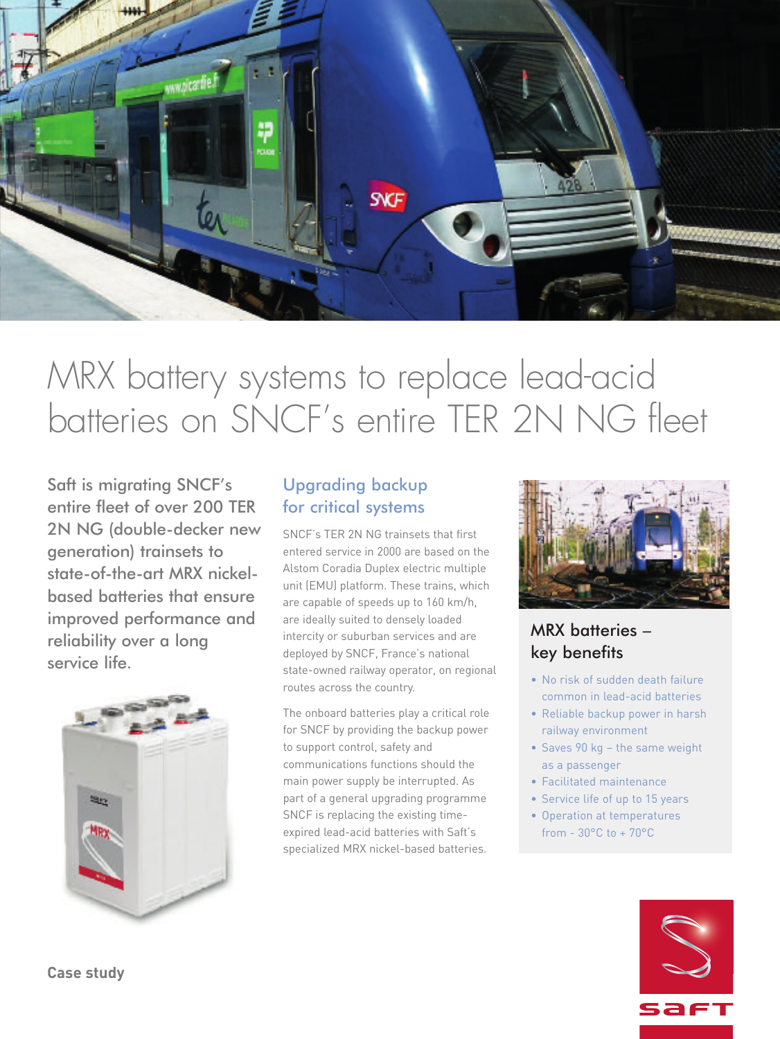# MRX battery systems to replace lead-acid batteries on SNCF's entire TER 2N NG fleet

Saft is migrating SNCF's entire fleet of over 200 TER 2N NG (double-decker new generation) trainsets to state-of-the-art MRX nickel-based batteries that ensure improved performance and reliability over a long service life.

## Upgrading backup for critical systems

SNCF's TER 2N NG trainsets that first entered service in 2000 are based on the Alstom Coradia Duplex electric multiple unit (EMU) platform. These trains, which are capable of speeds up to 160 km/h, are ideally suited to densely loaded intercity or suburban services and are deployed by SNCF, France's national state-owned railway operator, on regional routes across the country.

The onboard batteries play a critical role for SNCF by providing the backup power to support control, safety and communications functions should the main power supply be interrupted. As part of a general upgrading programme SNCF is replacing the existing time-expired lead-acid batteries with Saft's specialized MRX nickel-based batteries.

### MRX batteries – key benefits

- No risk of sudden death failure common in lead-acid batteries
- Reliable backup power in harsh railway environment
- Saves 90 kg – the same weight as a passenger
- Facilitated maintenance
- Service life of up to 15 years
- Operation at temperatures from - 30°C to + 70°C

Case study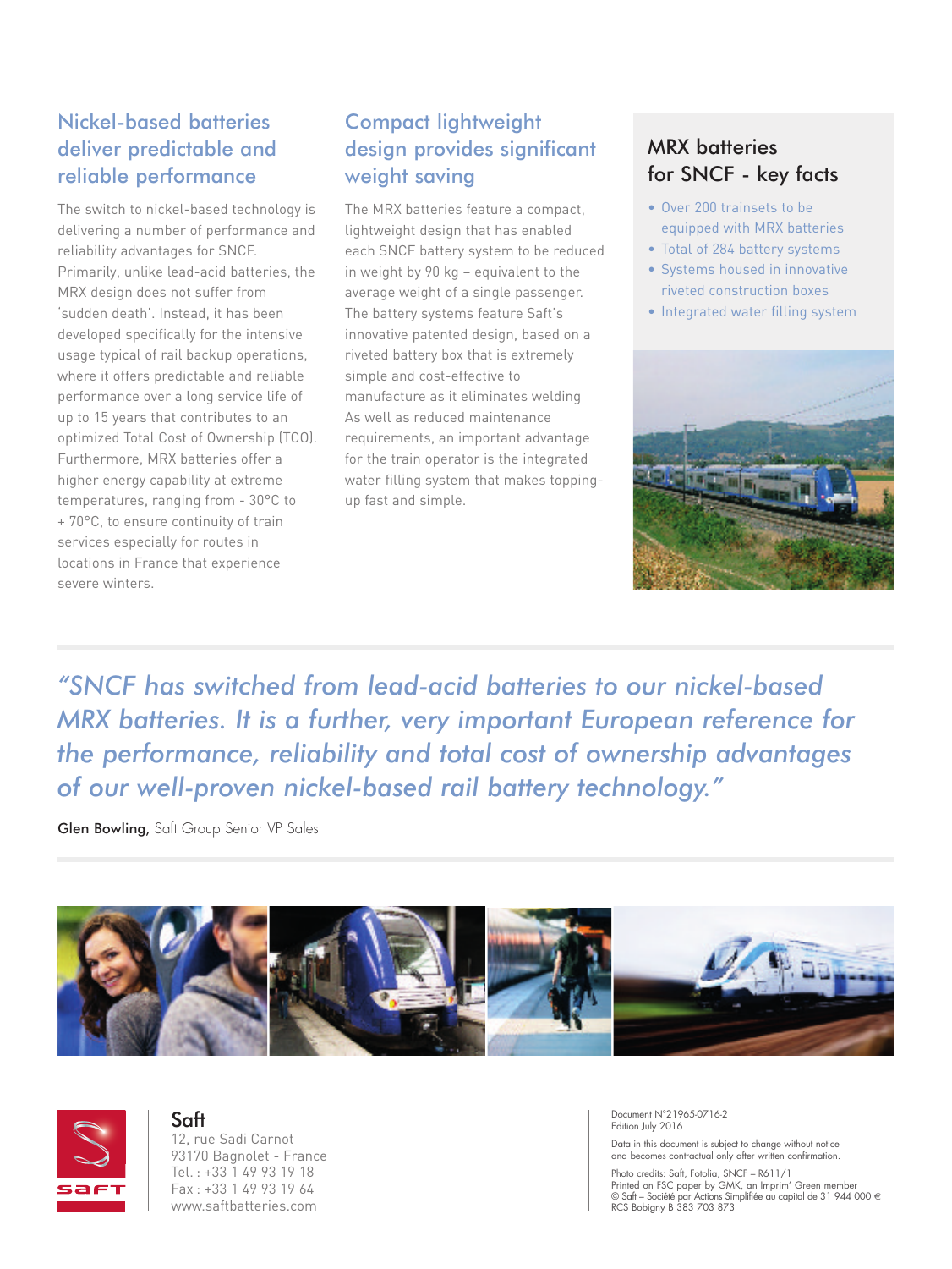## Nickel-based batteries deliver predictable and reliable performance

The switch to nickel-based technology is delivering a number of performance and reliability advantages for SNCF. Primarily, unlike lead-acid batteries, the MRX design does not suffer from 'sudden death'. Instead, it has been developed specifically for the intensive usage typical of rail backup operations, where it offers predictable and reliable performance over a long service life of up to 15 years that contributes to an optimized Total Cost of Ownership (TCO). Furthermore, MRX batteries offer a higher energy capability at extreme temperatures, ranging from - 30°C to + 70°C, to ensure continuity of train services especially for routes in locations in France that experience severe winters.

## Compact lightweight design provides significant weight saving

The MRX batteries feature a compact, lightweight design that has enabled each SNCF battery system to be reduced in weight by 90 kg – equivalent to the average weight of a single passenger. The battery systems feature Saft's innovative patented design, based on a riveted battery box that is extremely simple and cost-effective to manufacture as it eliminates welding As well as reduced maintenance requirements, an important advantage for the train operator is the integrated water filling system that makes topping-up fast and simple.

## MRX batteries for SNCF - key facts

- Over 200 trainsets to be equipped with MRX batteries
- Total of 284 battery systems
- Systems housed in innovative riveted construction boxes
- Integrated water filling system

*"SNCF has switched from lead-acid batteries to our nickel-based MRX batteries. It is a further, very important European reference for the performance, reliability and total cost of ownership advantages of our well-proven nickel-based rail battery technology."*

**Glen Bowling,** Saft Group Senior VP Sales

**Saft**
12, rue Sadi Carnot
93170 Bagnolet - France
Tel. : +33 1 49 93 19 18
Fax : +33 1 49 93 19 64
www.saftbatteries.com

Document N°21965-0716-2
Edition July 2016

Data in this document is subject to change without notice and becomes contractual only after written confirmation.

Photo credits: Saft, Fotolia, SNCF – R611/1
Printed on FSC paper by GMK, an Imprim' Green member
© Saft – Société par Actions Simplifiée au capital de 31 944 000 €
RCS Bobigny B 383 703 873